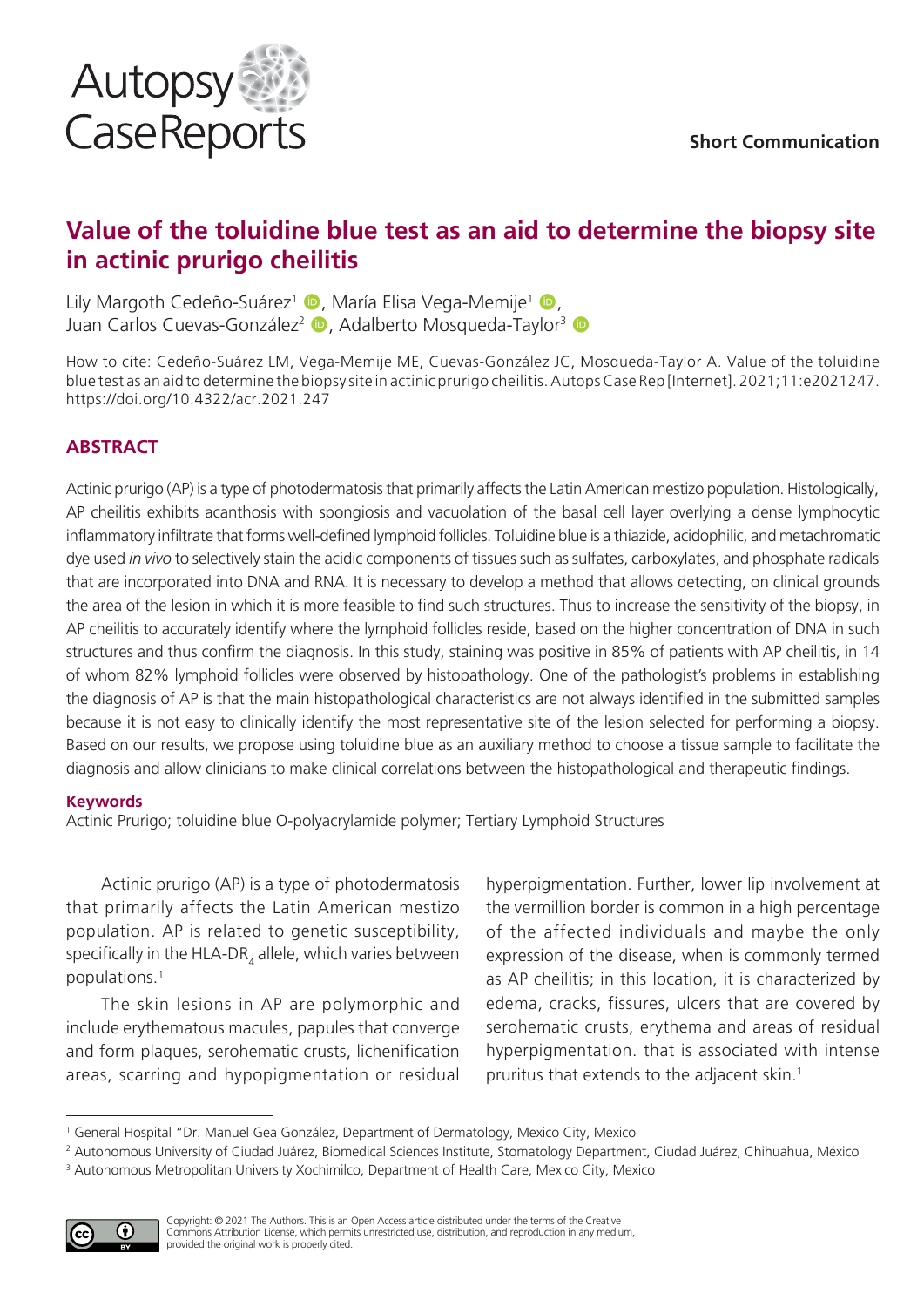**Short Communication**

# Value of the toluidine blue test as an aid to determine the biopsy site in actinic prurigo cheilitis

Lily Margoth Cedeño-Suárez[1], María Elisa Vega-Memije[1], Juan Carlos Cuevas-González[2], Adalberto Mosqueda-Taylor[3]

How to cite: Cedeño-Suárez LM, Vega-Memije ME, Cuevas-González JC, Mosqueda-Taylor A. Value of the toluidine blue test as an aid to determine the biopsy site in actinic prurigo cheilitis. Autops Case Rep [Internet]. 2021;11:e2021247. https://doi.org/10.4322/acr.2021.247

## ABSTRACT

Actinic prurigo (AP) is a type of photodermatosis that primarily affects the Latin American mestizo population. Histologically, AP cheilitis exhibits acanthosis with spongiosis and vacuolation of the basal cell layer overlying a dense lymphocytic inflammatory infiltrate that forms well-defined lymphoid follicles. Toluidine blue is a thiazide, acidophilic, and metachromatic dye used *in vivo* to selectively stain the acidic components of tissues such as sulfates, carboxylates, and phosphate radicals that are incorporated into DNA and RNA. It is necessary to develop a method that allows detecting, on clinical grounds the area of the lesion in which it is more feasible to find such structures. Thus to increase the sensitivity of the biopsy, in AP cheilitis to accurately identify where the lymphoid follicles reside, based on the higher concentration of DNA in such structures and thus confirm the diagnosis. In this study, staining was positive in 85% of patients with AP cheilitis, in 14 of whom 82% lymphoid follicles were observed by histopathology. One of the pathologist's problems in establishing the diagnosis of AP is that the main histopathological characteristics are not always identified in the submitted samples because it is not easy to clinically identify the most representative site of the lesion selected for performing a biopsy. Based on our results, we propose using toluidine blue as an auxiliary method to choose a tissue sample to facilitate the diagnosis and allow clinicians to make clinical correlations between the histopathological and therapeutic findings.

**Keywords**

Actinic Prurigo; toluidine blue O-polyacrylamide polymer; Tertiary Lymphoid Structures

Actinic prurigo (AP) is a type of photodermatosis that primarily affects the Latin American mestizo population. AP is related to genetic susceptibility, specifically in the HLA-$DR_4$ allele, which varies between populations.[1]

The skin lesions in AP are polymorphic and include erythematous macules, papules that converge and form plaques, serohematic crusts, lichenification areas, scarring and hypopigmentation or residual hyperpigmentation. Further, lower lip involvement at the vermillion border is common in a high percentage of the affected individuals and maybe the only expression of the disease, when is commonly termed as AP cheilitis; in this location, it is characterized by edema, cracks, fissures, ulcers that are covered by serohematic crusts, erythema and areas of residual hyperpigmentation. that is associated with intense pruritus that extends to the adjacent skin.[1]

[1] General Hospital "Dr. Manuel Gea González, Department of Dermatology, Mexico City, Mexico

[2] Autonomous University of Ciudad Juárez, Biomedical Sciences Institute, Stomatology Department, Ciudad Juárez, Chihuahua, México

[3] Autonomous Metropolitan University Xochimilco, Department of Health Care, Mexico City, Mexico

Copyright: © 2021 The Authors. This is an Open Access article distributed under the terms of the Creative Commons Attribution License, which permits unrestricted use, distribution, and reproduction in any medium, provided the original work is properly cited.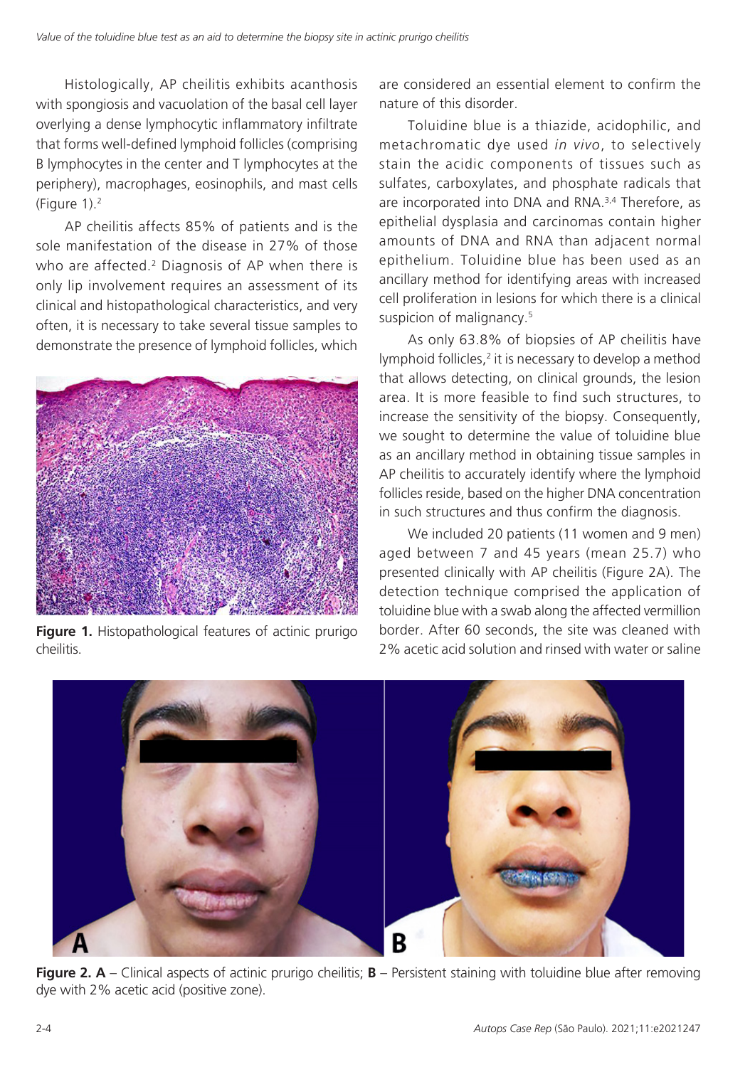Histologically, AP cheilitis exhibits acanthosis with spongiosis and vacuolation of the basal cell layer overlying a dense lymphocytic inflammatory infiltrate that forms well-defined lymphoid follicles (comprising B lymphocytes in the center and T lymphocytes at the periphery), macrophages, eosinophils, and mast cells (Figure 1).[2]

AP cheilitis affects 85% of patients and is the sole manifestation of the disease in 27% of those who are affected.[2] Diagnosis of AP when there is only lip involvement requires an assessment of its clinical and histopathological characteristics, and very often, it is necessary to take several tissue samples to demonstrate the presence of lymphoid follicles, which are considered an essential element to confirm the nature of this disorder.

**Figure 1.** Histopathological features of actinic prurigo cheilitis.

Toluidine blue is a thiazide, acidophilic, and metachromatic dye used *in vivo*, to selectively stain the acidic components of tissues such as sulfates, carboxylates, and phosphate radicals that are incorporated into DNA and RNA.[3,4] Therefore, as epithelial dysplasia and carcinomas contain higher amounts of DNA and RNA than adjacent normal epithelium. Toluidine blue has been used as an ancillary method for identifying areas with increased cell proliferation in lesions for which there is a clinical suspicion of malignancy.[5]

As only 63.8% of biopsies of AP cheilitis have lymphoid follicles,[2] it is necessary to develop a method that allows detecting, on clinical grounds, the lesion area. It is more feasible to find such structures, to increase the sensitivity of the biopsy. Consequently, we sought to determine the value of toluidine blue as an ancillary method in obtaining tissue samples in AP cheilitis to accurately identify where the lymphoid follicles reside, based on the higher DNA concentration in such structures and thus confirm the diagnosis.

We included 20 patients (11 women and 9 men) aged between 7 and 45 years (mean 25.7) who presented clinically with AP cheilitis (Figure 2A). The detection technique comprised the application of toluidine blue with a swab along the affected vermillion border. After 60 seconds, the site was cleaned with 2% acetic acid solution and rinsed with water or saline

**Figure 2. A** – Clinical aspects of actinic prurigo cheilitis; **B** – Persistent staining with toluidine blue after removing dye with 2% acetic acid (positive zone).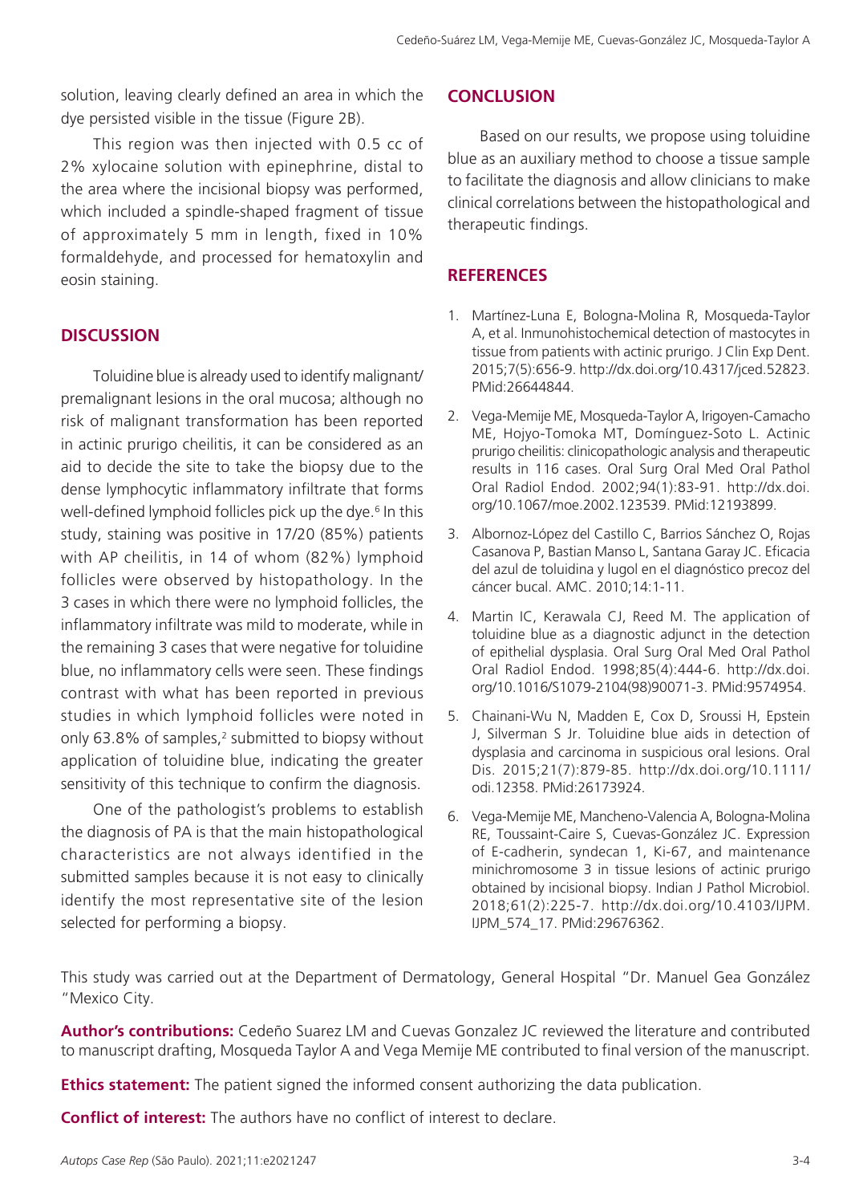solution, leaving clearly defined an area in which the dye persisted visible in the tissue (Figure 2B).

This region was then injected with 0.5 cc of 2% xylocaine solution with epinephrine, distal to the area where the incisional biopsy was performed, which included a spindle-shaped fragment of tissue of approximately 5 mm in length, fixed in 10% formaldehyde, and processed for hematoxylin and eosin staining.

## DISCUSSION

Toluidine blue is already used to identify malignant/premalignant lesions in the oral mucosa; although no risk of malignant transformation has been reported in actinic prurigo cheilitis, it can be considered as an aid to decide the site to take the biopsy due to the dense lymphocytic inflammatory infiltrate that forms well-defined lymphoid follicles pick up the dye.[6] In this study, staining was positive in 17/20 (85%) patients with AP cheilitis, in 14 of whom (82%) lymphoid follicles were observed by histopathology. In the 3 cases in which there were no lymphoid follicles, the inflammatory infiltrate was mild to moderate, while in the remaining 3 cases that were negative for toluidine blue, no inflammatory cells were seen. These findings contrast with what has been reported in previous studies in which lymphoid follicles were noted in only 63.8% of samples,[2] submitted to biopsy without application of toluidine blue, indicating the greater sensitivity of this technique to confirm the diagnosis.

One of the pathologist's problems to establish the diagnosis of PA is that the main histopathological characteristics are not always identified in the submitted samples because it is not easy to clinically identify the most representative site of the lesion selected for performing a biopsy.

## CONCLUSION

Based on our results, we propose using toluidine blue as an auxiliary method to choose a tissue sample to facilitate the diagnosis and allow clinicians to make clinical correlations between the histopathological and therapeutic findings.

## REFERENCES

1. Martínez-Luna E, Bologna-Molina R, Mosqueda-Taylor A, et al. Inmunohistochemical detection of mastocytes in tissue from patients with actinic prurigo. J Clin Exp Dent. 2015;7(5):656-9. http://dx.doi.org/10.4317/jced.52823. PMid:26644844.
2. Vega-Memije ME, Mosqueda-Taylor A, Irigoyen-Camacho ME, Hojyo-Tomoka MT, Domínguez-Soto L. Actinic prurigo cheilitis: clinicopathologic analysis and therapeutic results in 116 cases. Oral Surg Oral Med Oral Pathol Oral Radiol Endod. 2002;94(1):83-91. http://dx.doi.org/10.1067/moe.2002.123539. PMid:12193899.
3. Albornoz-López del Castillo C, Barrios Sánchez O, Rojas Casanova P, Bastian Manso L, Santana Garay JC. Eficacia del azul de toluidina y lugol en el diagnóstico precoz del cáncer bucal. AMC. 2010;14:1-11.
4. Martin IC, Kerawala CJ, Reed M. The application of toluidine blue as a diagnostic adjunct in the detection of epithelial dysplasia. Oral Surg Oral Med Oral Pathol Oral Radiol Endod. 1998;85(4):444-6. http://dx.doi.org/10.1016/S1079-2104(98)90071-3. PMid:9574954.
5. Chainani-Wu N, Madden E, Cox D, Sroussi H, Epstein J, Silverman S Jr. Toluidine blue aids in detection of dysplasia and carcinoma in suspicious oral lesions. Oral Dis. 2015;21(7):879-85. http://dx.doi.org/10.1111/odi.12358. PMid:26173924.
6. Vega-Memije ME, Mancheno-Valencia A, Bologna-Molina RE, Toussaint-Caire S, Cuevas-González JC. Expression of E-cadherin, syndecan 1, Ki-67, and maintenance minichromosome 3 in tissue lesions of actinic prurigo obtained by incisional biopsy. Indian J Pathol Microbiol. 2018;61(2):225-7. http://dx.doi.org/10.4103/IJPM.IJPM_574_17. PMid:29676362.

This study was carried out at the Department of Dermatology, General Hospital "Dr. Manuel Gea González "Mexico City.

**Author's contributions:** Cedeño Suarez LM and Cuevas Gonzalez JC reviewed the literature and contributed to manuscript drafting, Mosqueda Taylor A and Vega Memije ME contributed to final version of the manuscript.

**Ethics statement:** The patient signed the informed consent authorizing the data publication.

**Conflict of interest:** The authors have no conflict of interest to declare.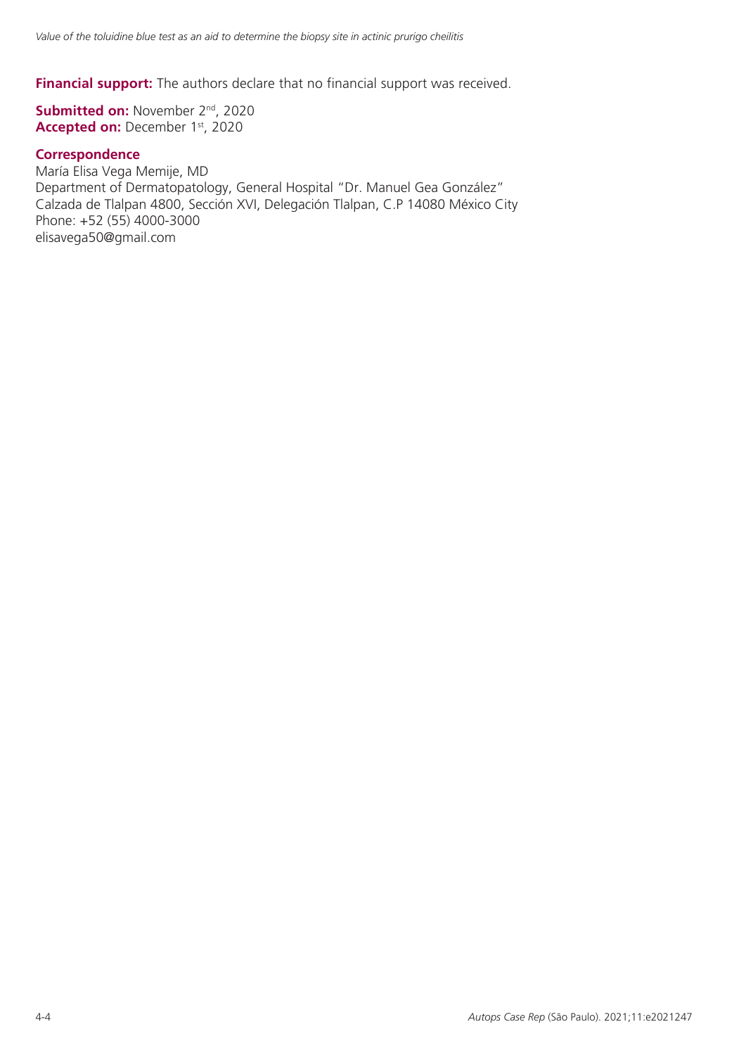**Financial support:** The authors declare that no financial support was received.

**Submitted on:** November 2nd, 2020
**Accepted on:** December 1st, 2020

**Correspondence**

María Elisa Vega Memije, MD
Department of Dermatopatology, General Hospital "Dr. Manuel Gea González"
Calzada de Tlalpan 4800, Sección XVI, Delegación Tlalpan, C.P 14080 México City
Phone: +52 (55) 4000-3000
elisavega50@gmail.com